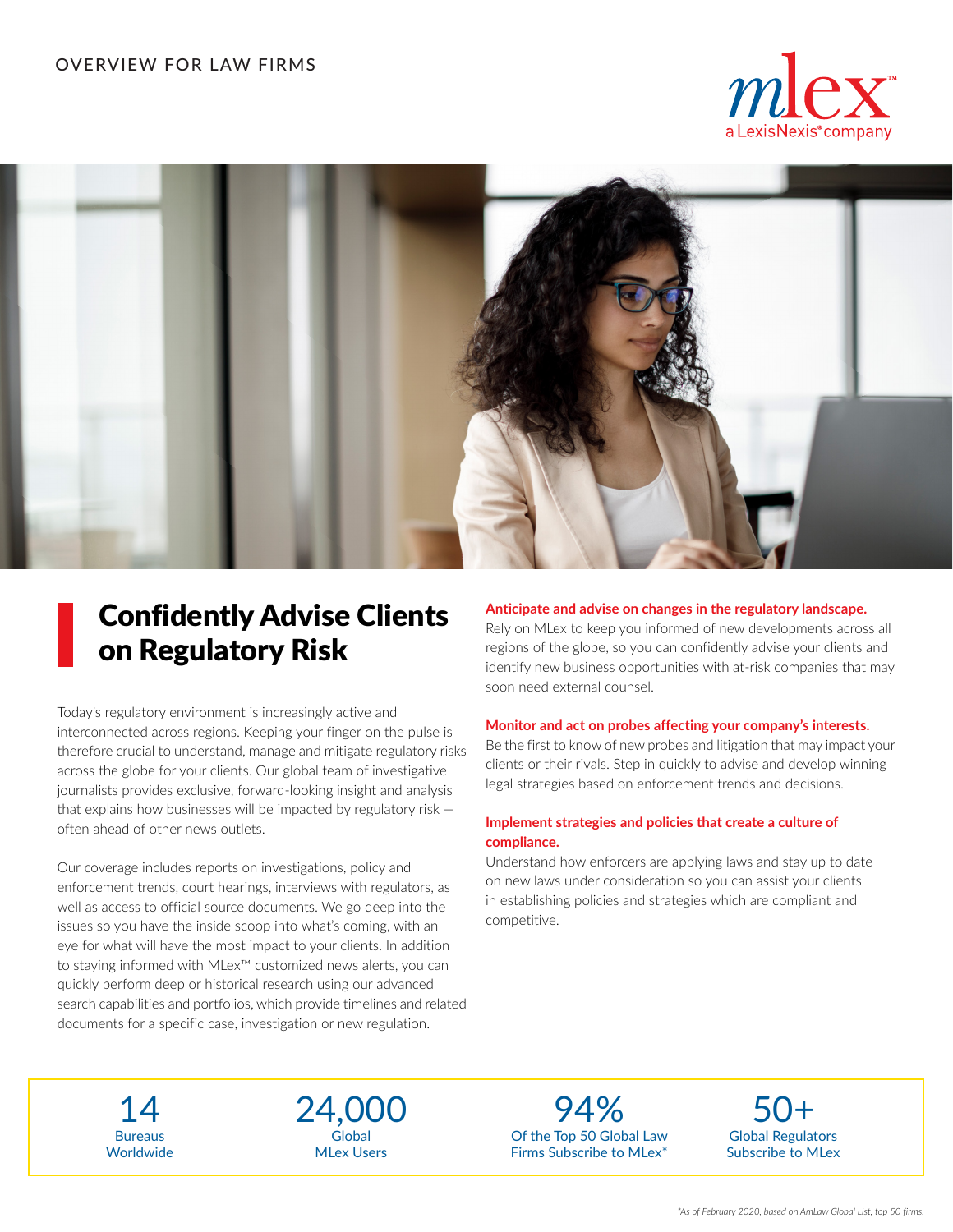OVERVIEW FOR LAW FIRMS

mlex™ a LexisNexis® company

# Confidently Advise Clients on Regulatory Risk

Today's regulatory environment is increasingly active and interconnected across regions. Keeping your finger on the pulse is therefore crucial to understand, manage and mitigate regulatory risks across the globe for your clients. Our global team of investigative journalists provides exclusive, forward-looking insight and analysis that explains how businesses will be impacted by regulatory risk — often ahead of other news outlets.

Our coverage includes reports on investigations, policy and enforcement trends, court hearings, interviews with regulators, as well as access to official source documents. We go deep into the issues so you have the inside scoop into what's coming, with an eye for what will have the most impact to your clients. In addition to staying informed with MLex™ customized news alerts, you can quickly perform deep or historical research using our advanced search capabilities and portfolios, which provide timelines and related documents for a specific case, investigation or new regulation.

**Anticipate and advise on changes in the regulatory landscape.**
Rely on MLex to keep you informed of new developments across all regions of the globe, so you can confidently advise your clients and identify new business opportunities with at-risk companies that may soon need external counsel.

**Monitor and act on probes affecting your company's interests.**
Be the first to know of new probes and litigation that may impact your clients or their rivals. Step in quickly to advise and develop winning legal strategies based on enforcement trends and decisions.

**Implement strategies and policies that create a culture of compliance.**
Understand how enforcers are applying laws and stay up to date on new laws under consideration so you can assist your clients in establishing policies and strategies which are compliant and competitive.

| 14 | 24,000 | 94% | 50+ |
|---|---|---|---|
| Bureaus Worldwide | Global MLex Users | Of the Top 50 Global Law Firms Subscribe to MLex* | Global Regulators Subscribe to MLex |

*As of February 2020, based on AmLaw Global List, top 50 firms.*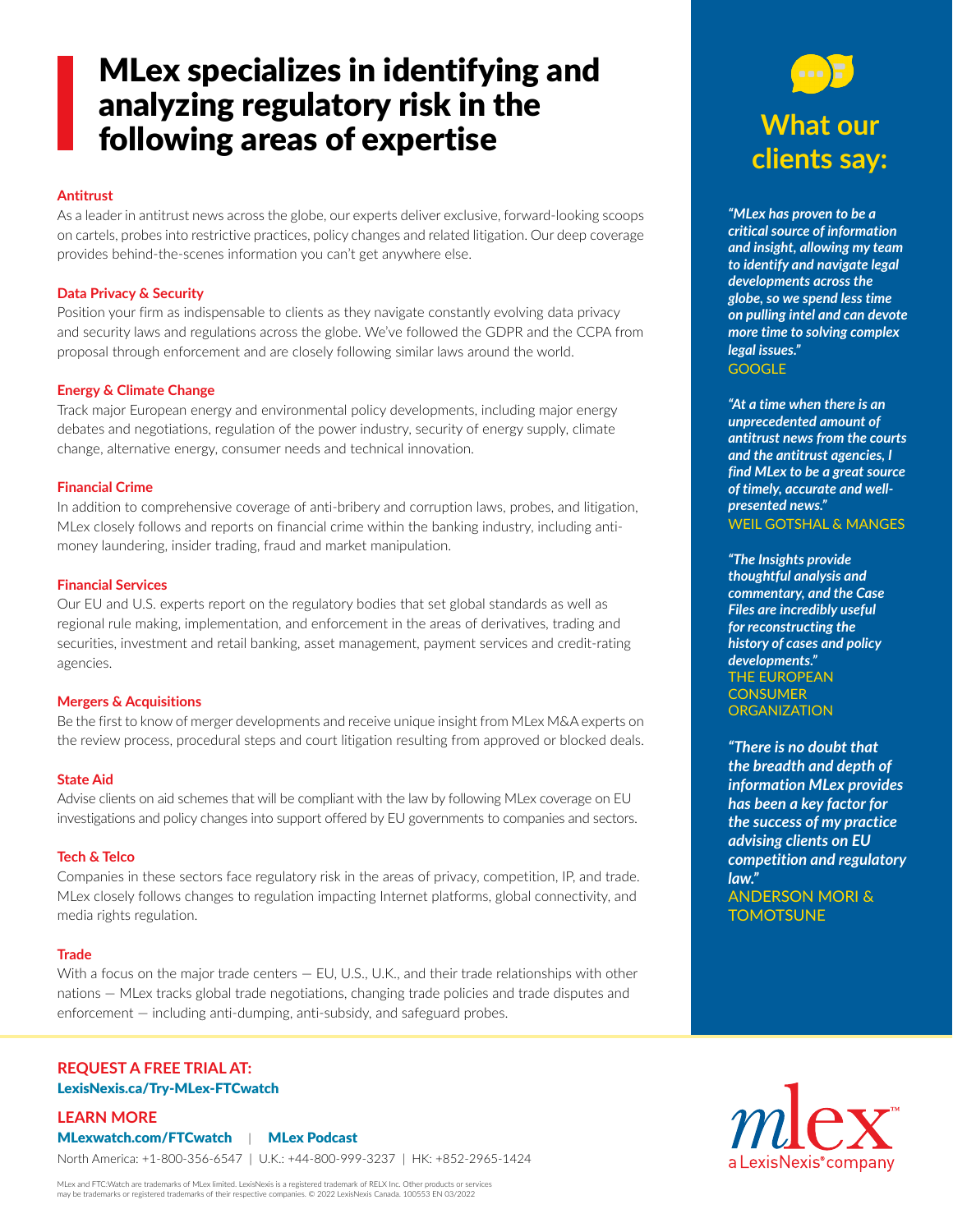# MLex specializes in identifying and analyzing regulatory risk in the following areas of expertise

**Antitrust**

As a leader in antitrust news across the globe, our experts deliver exclusive, forward-looking scoops on cartels, probes into restrictive practices, policy changes and related litigation. Our deep coverage provides behind-the-scenes information you can't get anywhere else.

**Data Privacy & Security**

Position your firm as indispensable to clients as they navigate constantly evolving data privacy and security laws and regulations across the globe. We've followed the GDPR and the CCPA from proposal through enforcement and are closely following similar laws around the world.

**Energy & Climate Change**

Track major European energy and environmental policy developments, including major energy debates and negotiations, regulation of the power industry, security of energy supply, climate change, alternative energy, consumer needs and technical innovation.

**Financial Crime**

In addition to comprehensive coverage of anti-bribery and corruption laws, probes, and litigation, MLex closely follows and reports on financial crime within the banking industry, including anti-money laundering, insider trading, fraud and market manipulation.

**Financial Services**

Our EU and U.S. experts report on the regulatory bodies that set global standards as well as regional rule making, implementation, and enforcement in the areas of derivatives, trading and securities, investment and retail banking, asset management, payment services and credit-rating agencies.

**Mergers & Acquisitions**

Be the first to know of merger developments and receive unique insight from MLex M&A experts on the review process, procedural steps and court litigation resulting from approved or blocked deals.

**State Aid**

Advise clients on aid schemes that will be compliant with the law by following MLex coverage on EU investigations and policy changes into support offered by EU governments to companies and sectors.

**Tech & Telco**

Companies in these sectors face regulatory risk in the areas of privacy, competition, IP, and trade. MLex closely follows changes to regulation impacting Internet platforms, global connectivity, and media rights regulation.

**Trade**

With a focus on the major trade centers — EU, U.S., U.K., and their trade relationships with other nations — MLex tracks global trade negotiations, changing trade policies and trade disputes and enforcement — including anti-dumping, anti-subsidy, and safeguard probes.

## What our clients say:

***"MLex has proven to be a critical source of information and insight, allowing my team to identify and navigate legal developments across the globe, so we spend less time on pulling intel and can devote more time to solving complex legal issues."***
GOOGLE

***"At a time when there is an unprecedented amount of antitrust news from the courts and the antitrust agencies, I find MLex to be a great source of timely, accurate and well-presented news."***
WEIL GOTSHAL & MANGES

***"The Insights provide thoughtful analysis and commentary, and the Case Files are incredibly useful for reconstructing the history of cases and policy developments."***
THE EUROPEAN CONSUMER ORGANIZATION

***"There is no doubt that the breadth and depth of information MLex provides has been a key factor for the success of my practice advising clients on EU competition and regulatory law."***
ANDERSON MORI & TOMOTSUNE

**REQUEST A FREE TRIAL AT:**
LexisNexis.ca/Try-MLex-FTCwatch

**LEARN MORE**
MLexwatch.com/FTCwatch | MLex Podcast

North America: +1-800-356-6547 | U.K.: +44-800-999-3237 | HK: +852-2965-1424

mlex™ a LexisNexis® company

MLex and FTC:Watch are trademarks of MLex limited. LexisNexis is a registered trademark of RELX Inc. Other products or services may be trademarks or registered trademarks of their respective companies. © 2022 LexisNexis Canada. 100553 EN 03/2022